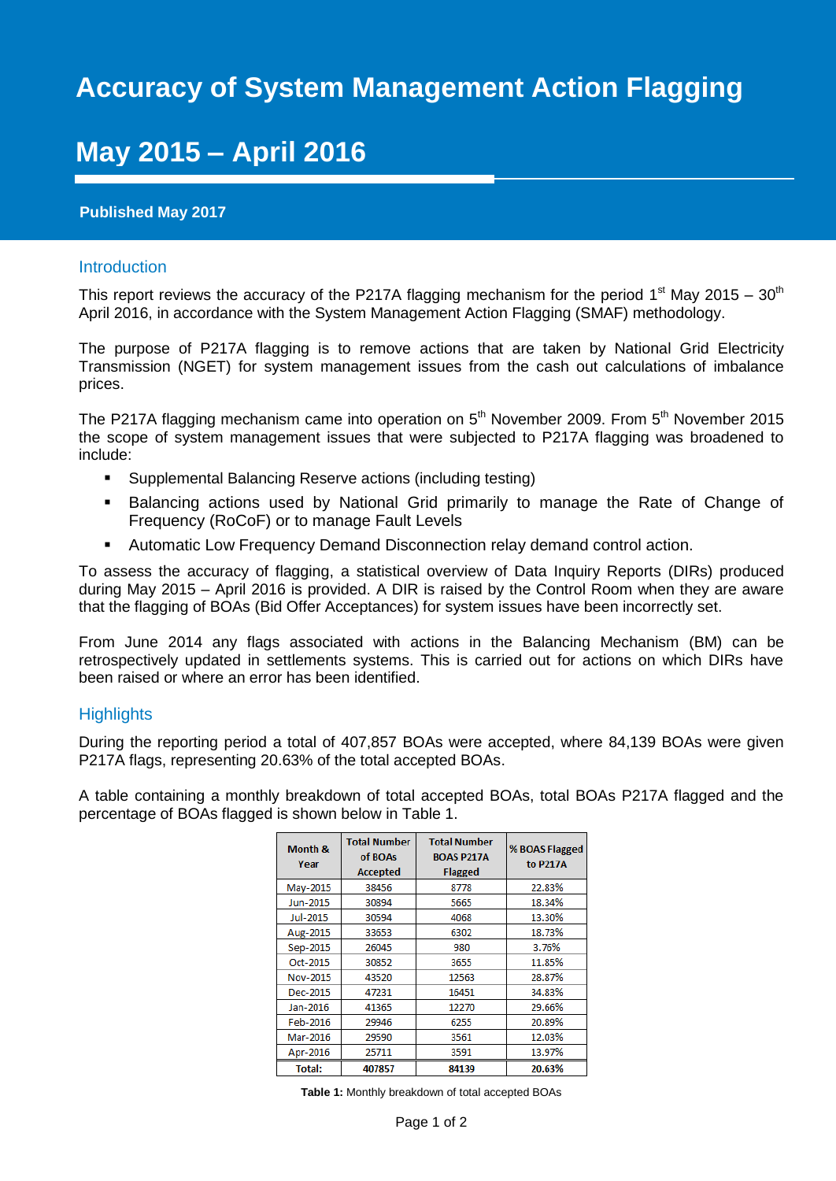# Accuracy of System Management Action Flagging

# May 2015 – April 2016

**Published May 2017**

## Introduction

This report reviews the accuracy of the P217A flagging mechanism for the period 1st May 2015 – 30th April 2016, in accordance with the System Management Action Flagging (SMAF) methodology.

The purpose of P217A flagging is to remove actions that are taken by National Grid Electricity Transmission (NGET) for system management issues from the cash out calculations of imbalance prices.

The P217A flagging mechanism came into operation on 5th November 2009. From 5th November 2015 the scope of system management issues that were subjected to P217A flagging was broadened to include:

- Supplemental Balancing Reserve actions (including testing)
- Balancing actions used by National Grid primarily to manage the Rate of Change of Frequency (RoCoF) or to manage Fault Levels
- Automatic Low Frequency Demand Disconnection relay demand control action.

To assess the accuracy of flagging, a statistical overview of Data Inquiry Reports (DIRs) produced during May 2015 – April 2016 is provided. A DIR is raised by the Control Room when they are aware that the flagging of BOAs (Bid Offer Acceptances) for system issues have been incorrectly set.

From June 2014 any flags associated with actions in the Balancing Mechanism (BM) can be retrospectively updated in settlements systems. This is carried out for actions on which DIRs have been raised or where an error has been identified.

## Highlights

During the reporting period a total of 407,857 BOAs were accepted, where 84,139 BOAs were given P217A flags, representing 20.63% of the total accepted BOAs.

A table containing a monthly breakdown of total accepted BOAs, total BOAs P217A flagged and the percentage of BOAs flagged is shown below in Table 1.

| Month & Year | Total Number of BOAs Accepted | Total Number BOAS P217A Flagged | % BOAS Flagged to P217A |
|---|---|---|---|
| May-2015 | 38456 | 8778 | 22.83% |
| Jun-2015 | 30894 | 5665 | 18.34% |
| Jul-2015 | 30594 | 4068 | 13.30% |
| Aug-2015 | 33653 | 6302 | 18.73% |
| Sep-2015 | 26045 | 980 | 3.76% |
| Oct-2015 | 30852 | 3655 | 11.85% |
| Nov-2015 | 43520 | 12563 | 28.87% |
| Dec-2015 | 47231 | 16451 | 34.83% |
| Jan-2016 | 41365 | 12270 | 29.66% |
| Feb-2016 | 29946 | 6255 | 20.89% |
| Mar-2016 | 29590 | 3561 | 12.03% |
| Apr-2016 | 25711 | 3591 | 13.97% |
| **Total:** | **407857** | **84139** | **20.63%** |

**Table 1:** Monthly breakdown of total accepted BOAs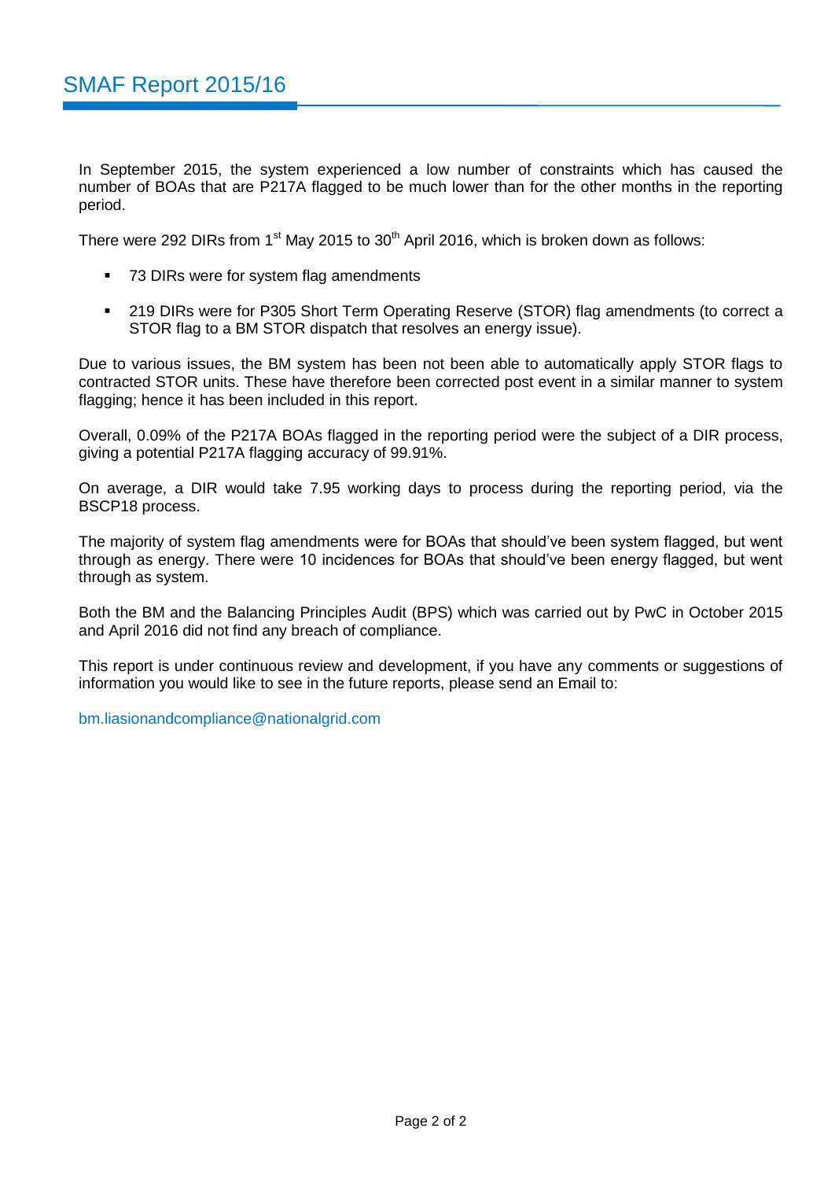# SMAF Report 2015/16

In September 2015, the system experienced a low number of constraints which has caused the number of BOAs that are P217A flagged to be much lower than for the other months in the reporting period.

There were 292 DIRs from 1st May 2015 to 30th April 2016, which is broken down as follows:

- 73 DIRs were for system flag amendments
- 219 DIRs were for P305 Short Term Operating Reserve (STOR) flag amendments (to correct a STOR flag to a BM STOR dispatch that resolves an energy issue).

Due to various issues, the BM system has been not been able to automatically apply STOR flags to contracted STOR units. These have therefore been corrected post event in a similar manner to system flagging; hence it has been included in this report.

Overall, 0.09% of the P217A BOAs flagged in the reporting period were the subject of a DIR process, giving a potential P217A flagging accuracy of 99.91%.

On average, a DIR would take 7.95 working days to process during the reporting period, via the BSCP18 process.

The majority of system flag amendments were for BOAs that should've been system flagged, but went through as energy. There were 10 incidences for BOAs that should've been energy flagged, but went through as system.

Both the BM and the Balancing Principles Audit (BPS) which was carried out by PwC in October 2015 and April 2016 did not find any breach of compliance.

This report is under continuous review and development, if you have any comments or suggestions of information you would like to see in the future reports, please send an Email to:

bm.liasionandcompliance@nationalgrid.com